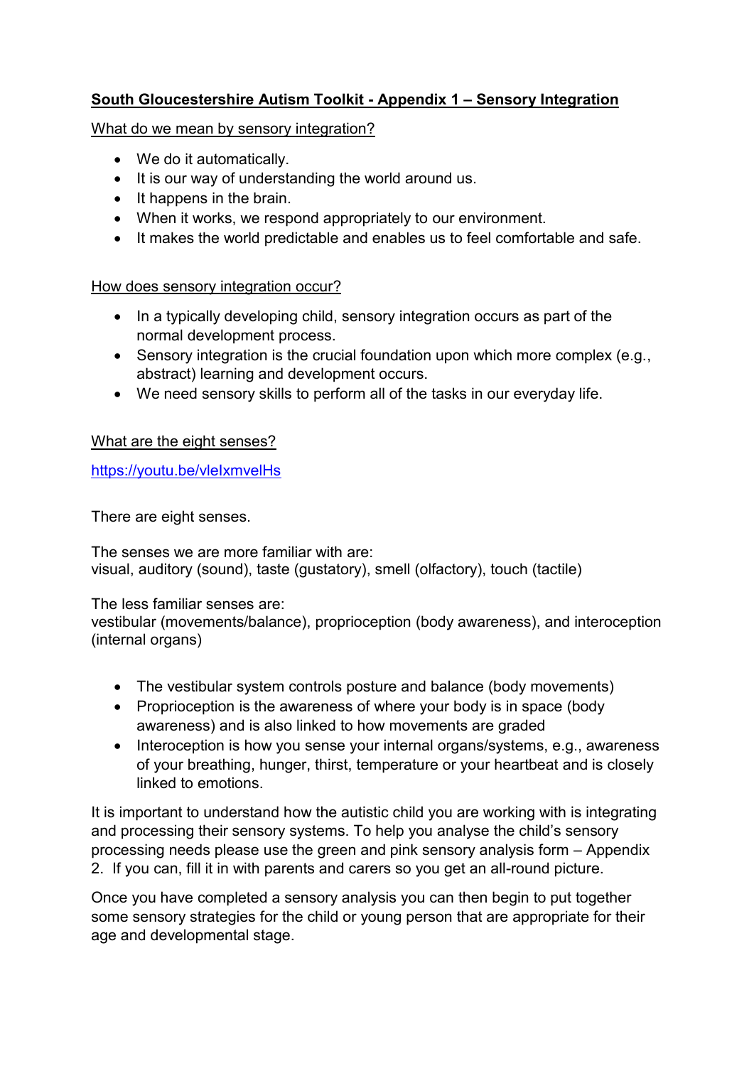# South Gloucestershire Autism Toolkit - Appendix 1 – Sensory Integration

## What do we mean by sensory integration?

- We do it automatically.
- It is our way of understanding the world around us.
- It happens in the brain.
- When it works, we respond appropriately to our environment.
- It makes the world predictable and enables us to feel comfortable and safe.

## How does sensory integration occur?

- In a typically developing child, sensory integration occurs as part of the normal development process.
- Sensory integration is the crucial foundation upon which more complex (e.g., abstract) learning and development occurs.
- We need sensory skills to perform all of the tasks in our everyday life.

## What are the eight senses?

https://youtu.be/vleIxmvelHs

There are eight senses.

The senses we are more familiar with are:
visual, auditory (sound), taste (gustatory), smell (olfactory), touch (tactile)

The less familiar senses are:
vestibular (movements/balance), proprioception (body awareness), and interoception (internal organs)

- The vestibular system controls posture and balance (body movements)
- Proprioception is the awareness of where your body is in space (body awareness) and is also linked to how movements are graded
- Interoception is how you sense your internal organs/systems, e.g., awareness of your breathing, hunger, thirst, temperature or your heartbeat and is closely linked to emotions.

It is important to understand how the autistic child you are working with is integrating and processing their sensory systems. To help you analyse the child's sensory processing needs please use the green and pink sensory analysis form – Appendix 2. If you can, fill it in with parents and carers so you get an all-round picture.

Once you have completed a sensory analysis you can then begin to put together some sensory strategies for the child or young person that are appropriate for their age and developmental stage.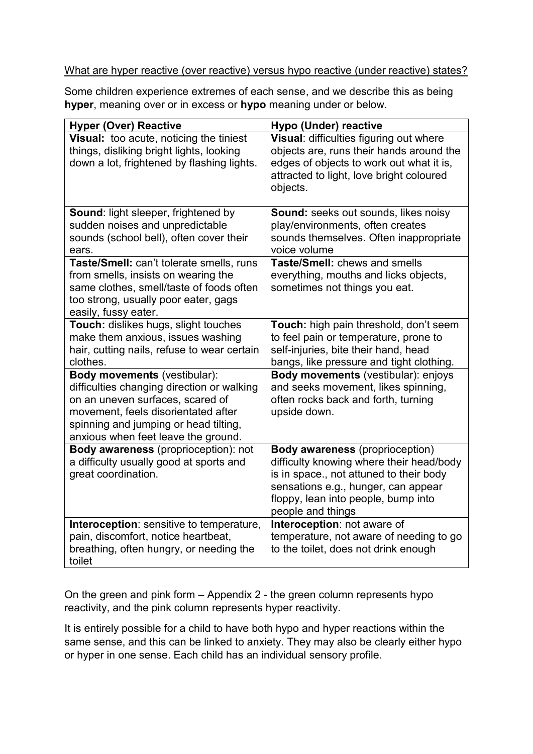<u>What are hyper reactive (over reactive) versus hypo reactive (under reactive) states?</u>

Some children experience extremes of each sense, and we describe this as being **hyper**, meaning over or in excess or **hypo** meaning under or below.

| Hyper (Over) Reactive | Hypo (Under) reactive |
|---|---|
| **Visual:** too acute, noticing the tiniest things, disliking bright lights, looking down a lot, frightened by flashing lights. | **Visual**: difficulties figuring out where objects are, runs their hands around the edges of objects to work out what it is, attracted to light, love bright coloured objects. |
| **Sound**: light sleeper, frightened by sudden noises and unpredictable sounds (school bell), often cover their ears. | **Sound:** seeks out sounds, likes noisy play/environments, often creates sounds themselves. Often inappropriate voice volume |
| **Taste/Smell:** can't tolerate smells, runs from smells, insists on wearing the same clothes, smell/taste of foods often too strong, usually poor eater, gags easily, fussy eater. | **Taste/Smell:** chews and smells everything, mouths and licks objects, sometimes not things you eat. |
| **Touch:** dislikes hugs, slight touches make them anxious, issues washing hair, cutting nails, refuse to wear certain clothes. | **Touch:** high pain threshold, don't seem to feel pain or temperature, prone to self-injuries, bite their hand, head bangs, like pressure and tight clothing. |
| **Body movements** (vestibular): difficulties changing direction or walking on an uneven surfaces, scared of movement, feels disorientated after spinning and jumping or head tilting, anxious when feet leave the ground. | **Body movements** (vestibular): enjoys and seeks movement, likes spinning, often rocks back and forth, turning upside down. |
| **Body awareness** (proprioception): not a difficulty usually good at sports and great coordination. | **Body awareness** (proprioception) difficulty knowing where their head/body is in space., not attuned to their body sensations e.g., hunger, can appear floppy, lean into people, bump into people and things |
| **Interoception**: sensitive to temperature, pain, discomfort, notice heartbeat, breathing, often hungry, or needing the toilet | **Interoception**: not aware of temperature, not aware of needing to go to the toilet, does not drink enough |

On the green and pink form – Appendix 2 - the green column represents hypo reactivity, and the pink column represents hyper reactivity.

It is entirely possible for a child to have both hypo and hyper reactions within the same sense, and this can be linked to anxiety. They may also be clearly either hypo or hyper in one sense. Each child has an individual sensory profile.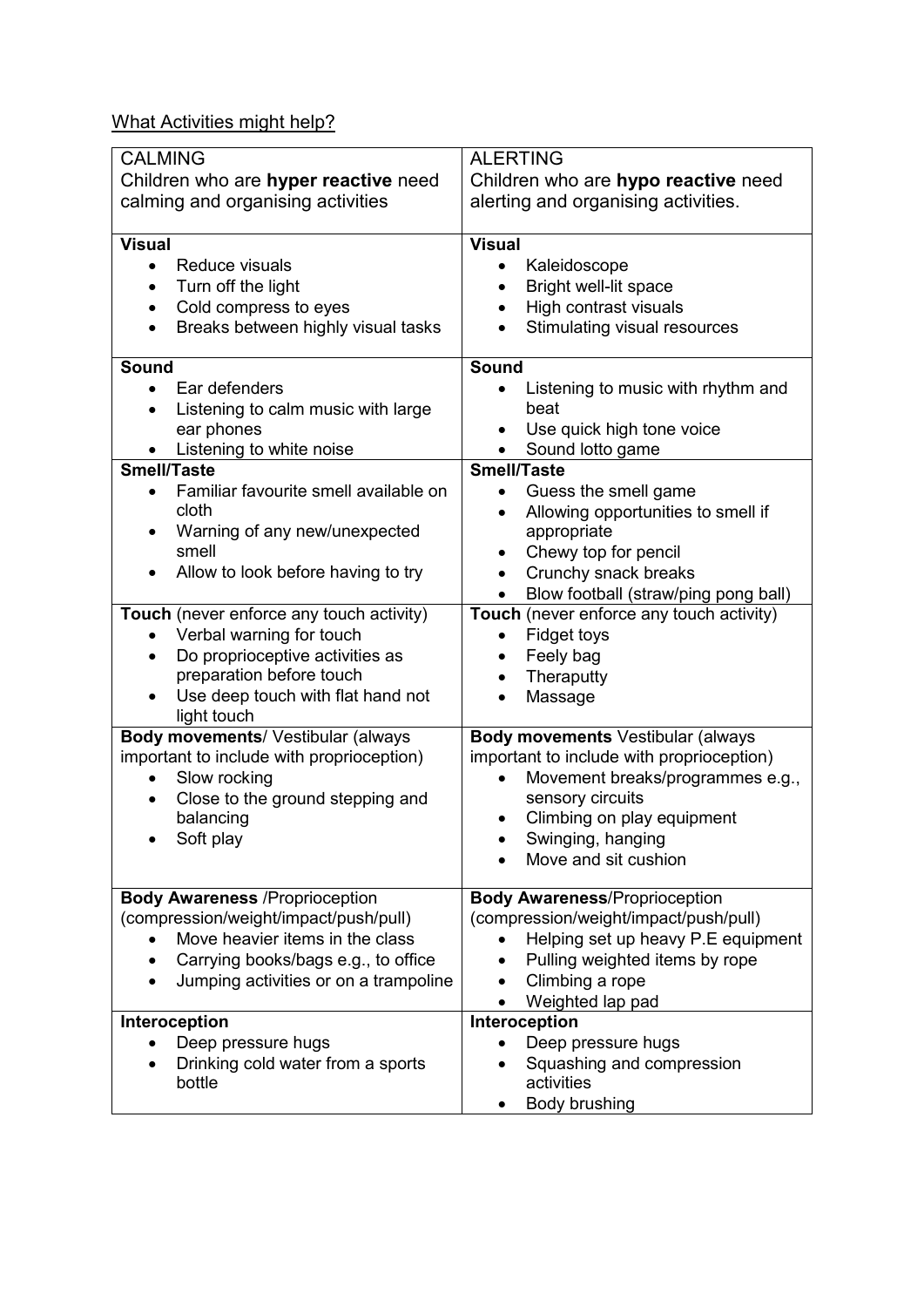What Activities might help?

| CALMING<br>Children who are **hyper reactive** need calming and organising activities | ALERTING<br>Children who are **hypo reactive** need alerting and organising activities. |
|---|---|
| **Visual**<br>• Reduce visuals<br>• Turn off the light<br>• Cold compress to eyes<br>• Breaks between highly visual tasks | **Visual**<br>• Kaleidoscope<br>• Bright well-lit space<br>• High contrast visuals<br>• Stimulating visual resources |
| **Sound**<br>• Ear defenders<br>• Listening to calm music with large ear phones<br>• Listening to white noise | **Sound**<br>• Listening to music with rhythm and beat<br>• Use quick high tone voice<br>• Sound lotto game |
| **Smell/Taste**<br>• Familiar favourite smell available on cloth<br>• Warning of any new/unexpected smell<br>• Allow to look before having to try | **Smell/Taste**<br>• Guess the smell game<br>• Allowing opportunities to smell if appropriate<br>• Chewy top for pencil<br>• Crunchy snack breaks<br>• Blow football (straw/ping pong ball) |
| **Touch** (never enforce any touch activity)<br>• Verbal warning for touch<br>• Do proprioceptive activities as preparation before touch<br>• Use deep touch with flat hand not light touch | **Touch** (never enforce any touch activity)<br>• Fidget toys<br>• Feely bag<br>• Theraputty<br>• Massage |
| **Body movements**/ Vestibular (always important to include with proprioception)<br>• Slow rocking<br>• Close to the ground stepping and balancing<br>• Soft play | **Body movements** Vestibular (always important to include with proprioception)<br>• Movement breaks/programmes e.g., sensory circuits<br>• Climbing on play equipment<br>• Swinging, hanging<br>• Move and sit cushion |
| **Body Awareness** /Proprioception (compression/weight/impact/push/pull)<br>• Move heavier items in the class<br>• Carrying books/bags e.g., to office<br>• Jumping activities or on a trampoline | **Body Awareness**/Proprioception (compression/weight/impact/push/pull)<br>• Helping set up heavy P.E equipment<br>• Pulling weighted items by rope<br>• Climbing a rope<br>• Weighted lap pad |
| **Interoception**<br>• Deep pressure hugs<br>• Drinking cold water from a sports bottle | **Interoception**<br>• Deep pressure hugs<br>• Squashing and compression activities<br>• Body brushing |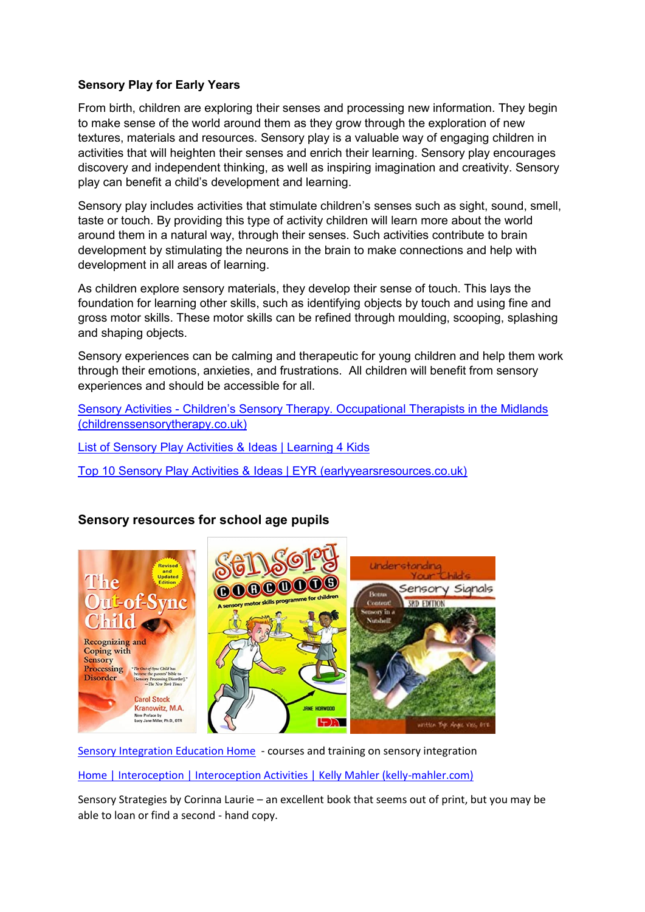**Sensory Play for Early Years**

From birth, children are exploring their senses and processing new information. They begin to make sense of the world around them as they grow through the exploration of new textures, materials and resources. Sensory play is a valuable way of engaging children in activities that will heighten their senses and enrich their learning. Sensory play encourages discovery and independent thinking, as well as inspiring imagination and creativity. Sensory play can benefit a child's development and learning.

Sensory play includes activities that stimulate children's senses such as sight, sound, smell, taste or touch. By providing this type of activity children will learn more about the world around them in a natural way, through their senses. Such activities contribute to brain development by stimulating the neurons in the brain to make connections and help with development in all areas of learning.

As children explore sensory materials, they develop their sense of touch. This lays the foundation for learning other skills, such as identifying objects by touch and using fine and gross motor skills. These motor skills can be refined through moulding, scooping, splashing and shaping objects.

Sensory experiences can be calming and therapeutic for young children and help them work through their emotions, anxieties, and frustrations. All children will benefit from sensory experiences and should be accessible for all.

Sensory Activities - Children's Sensory Therapy. Occupational Therapists in the Midlands (childrenssensorytherapy.co.uk)

List of Sensory Play Activities & Ideas | Learning 4 Kids

Top 10 Sensory Play Activities & Ideas | EYR (earlyyearsresources.co.uk)

**Sensory resources for school age pupils**

Sensory Integration Education Home - courses and training on sensory integration

Home | Interoception | Interoception Activities | Kelly Mahler (kelly-mahler.com)

Sensory Strategies by Corinna Laurie – an excellent book that seems out of print, but you may be able to loan or find a second - hand copy.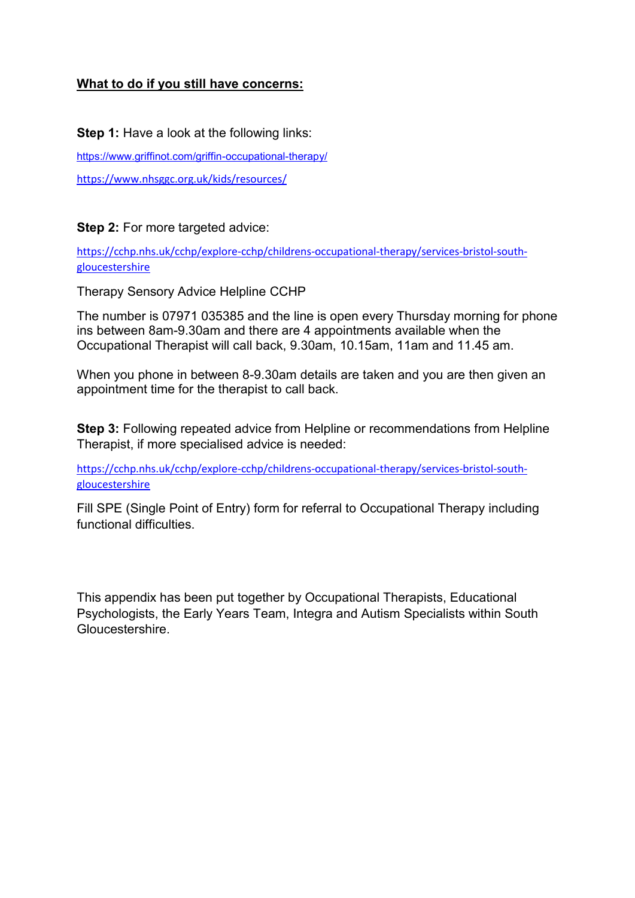## What to do if you still have concerns:

**Step 1:** Have a look at the following links:

https://www.griffinot.com/griffin-occupational-therapy/

https://www.nhsggc.org.uk/kids/resources/

**Step 2:** For more targeted advice:

https://cchp.nhs.uk/cchp/explore-cchp/childrens-occupational-therapy/services-bristol-south-gloucestershire

Therapy Sensory Advice Helpline CCHP

The number is 07971 035385 and the line is open every Thursday morning for phone ins between 8am-9.30am and there are 4 appointments available when the Occupational Therapist will call back, 9.30am, 10.15am, 11am and 11.45 am.

When you phone in between 8-9.30am details are taken and you are then given an appointment time for the therapist to call back.

**Step 3:** Following repeated advice from Helpline or recommendations from Helpline Therapist, if more specialised advice is needed:

https://cchp.nhs.uk/cchp/explore-cchp/childrens-occupational-therapy/services-bristol-south-gloucestershire

Fill SPE (Single Point of Entry) form for referral to Occupational Therapy including functional difficulties.

This appendix has been put together by Occupational Therapists, Educational Psychologists, the Early Years Team, Integra and Autism Specialists within South Gloucestershire.